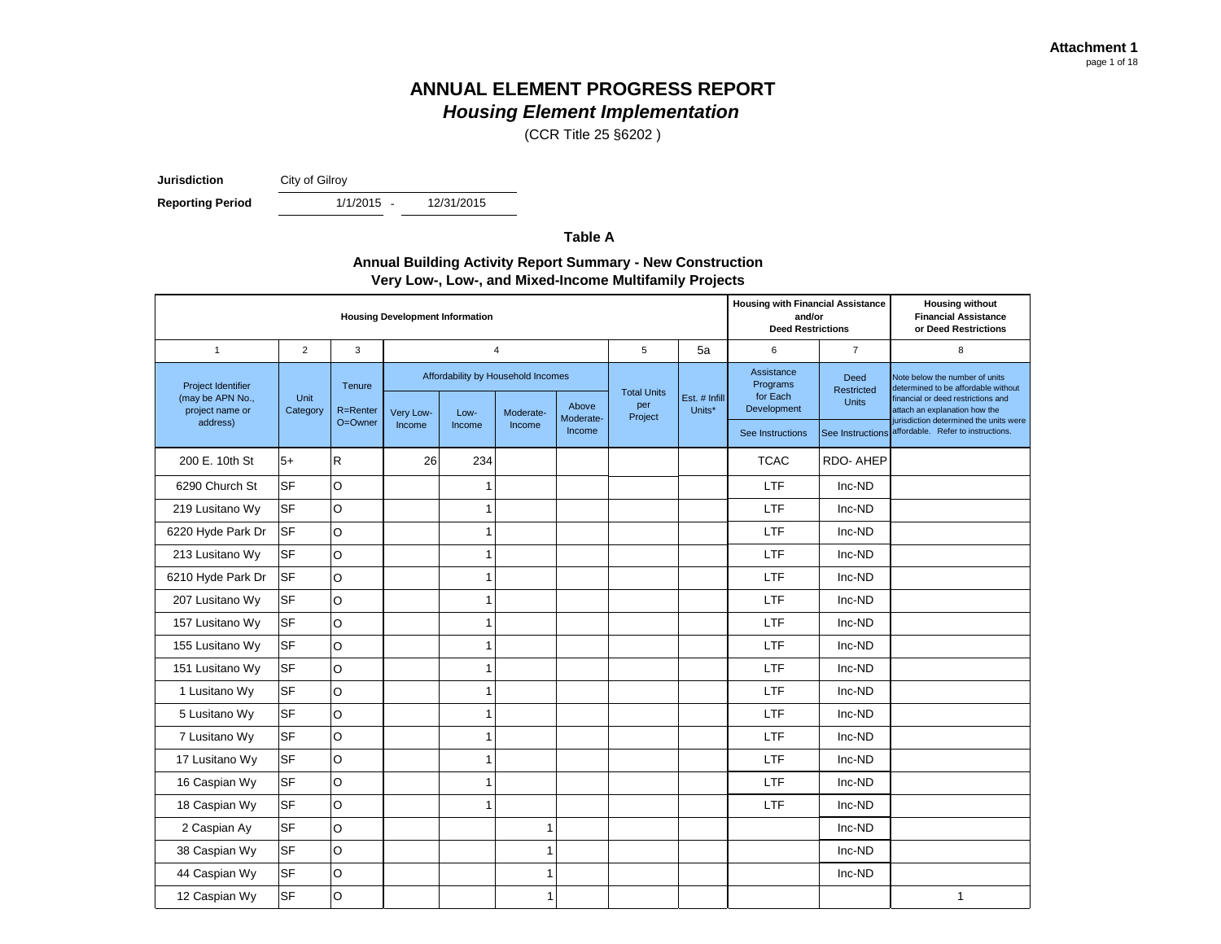**Attachment 1**

# ANNUAL ELEMENT PROGRESS REPORT
## *Housing Element Implementation*

(CCR Title 25 §6202 )

**Jurisdiction** City of Gilroy

**Reporting Period** 1/1/2015 - 12/31/2015

### Table A

### Annual Building Activity Report Summary - New Construction
### Very Low-, Low-, and Mixed-Income Multifamily Projects

| Housing Development Information | | | | | | | | | Housing with Financial Assistance and/or Deed Restrictions | | Housing without Financial Assistance or Deed Restrictions |
|---|---|---|---|---|---|---|---|---|---|---|---|
| 1 | 2 | 3 | 4 | | | | 5 | 5a | 6 | 7 | 8 |
| Project Identifier (may be APN No., project name or address) | Unit Category | Tenure R=Renter O=Owner | Affordability by Household Incomes: Very Low-Income | Low-Income | Moderate-Income | Above Moderate-Income | Total Units per Project | Est. # Infill Units* | Assistance Programs for Each Development (See Instructions) | Deed Restricted Units (See Instructions) | Note below the number of units determined to be affordable without financial or deed restrictions and attach an explanation how the jurisdiction determined the units were affordable. Refer to instructions. |
| 200 E. 10th St | 5+ | R | 26 | 234 | | | | | TCAC | RDO- AHEP | |
| 6290 Church St | SF | O | | 1 | | | | | LTF | Inc-ND | |
| 219 Lusitano Wy | SF | O | | 1 | | | | | LTF | Inc-ND | |
| 6220 Hyde Park Dr | SF | O | | 1 | | | | | LTF | Inc-ND | |
| 213 Lusitano Wy | SF | O | | 1 | | | | | LTF | Inc-ND | |
| 6210 Hyde Park Dr | SF | O | | 1 | | | | | LTF | Inc-ND | |
| 207 Lusitano Wy | SF | O | | 1 | | | | | LTF | Inc-ND | |
| 157 Lusitano Wy | SF | O | | 1 | | | | | LTF | Inc-ND | |
| 155 Lusitano Wy | SF | O | | 1 | | | | | LTF | Inc-ND | |
| 151 Lusitano Wy | SF | O | | 1 | | | | | LTF | Inc-ND | |
| 1 Lusitano Wy | SF | O | | 1 | | | | | LTF | Inc-ND | |
| 5 Lusitano Wy | SF | O | | 1 | | | | | LTF | Inc-ND | |
| 7 Lusitano Wy | SF | O | | 1 | | | | | LTF | Inc-ND | |
| 17 Lusitano Wy | SF | O | | 1 | | | | | LTF | Inc-ND | |
| 16 Caspian Wy | SF | O | | 1 | | | | | LTF | Inc-ND | |
| 18 Caspian Wy | SF | O | | 1 | | | | | LTF | Inc-ND | |
| 2 Caspian Ay | SF | O | | | 1 | | | | | Inc-ND | |
| 38 Caspian Wy | SF | O | | | 1 | | | | | Inc-ND | |
| 44 Caspian Wy | SF | O | | | 1 | | | | | Inc-ND | |
| 12 Caspian Wy | SF | O | | | 1 | | | | | | 1 |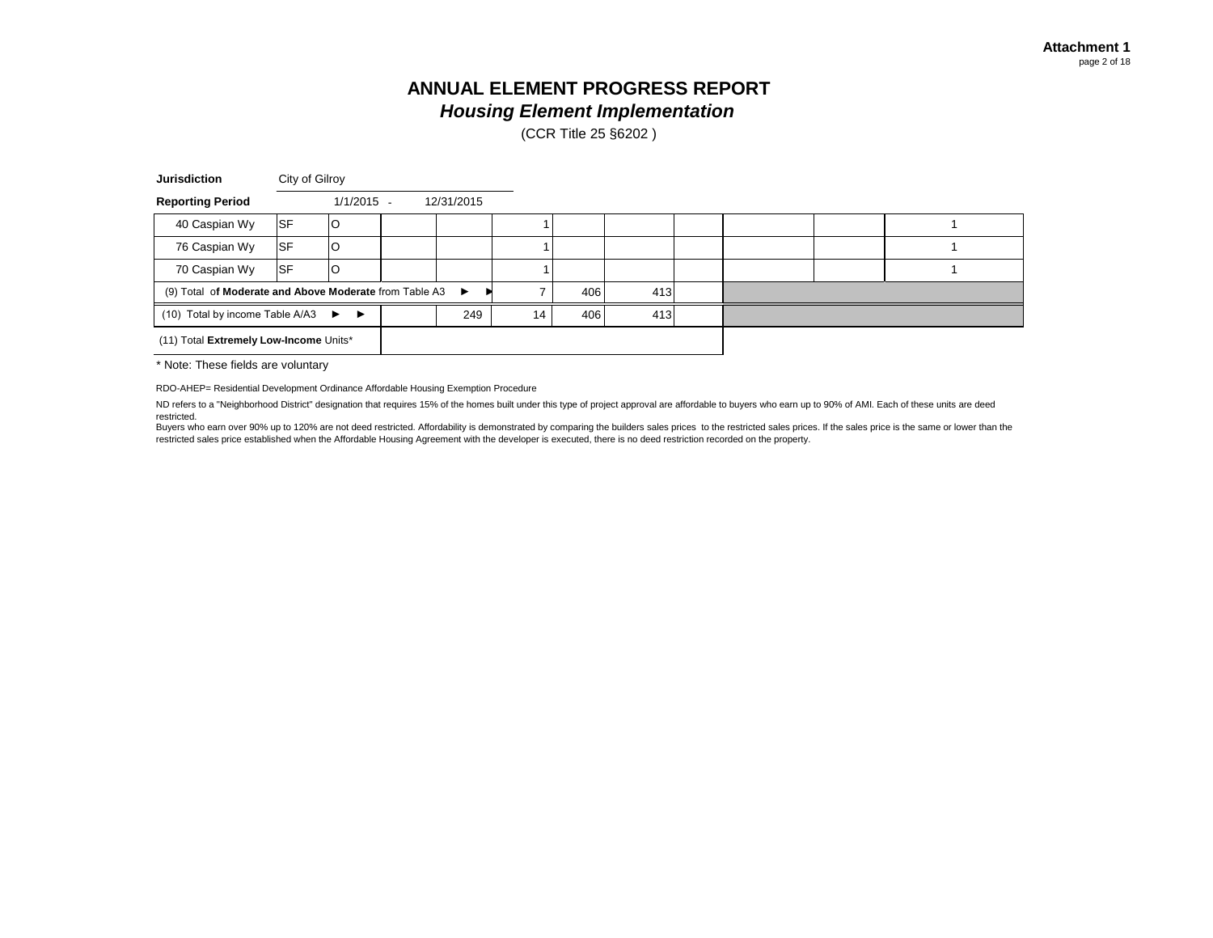# ANNUAL ELEMENT PROGRESS REPORT

## *Housing Element Implementation*

(CCR Title 25 §6202 )

**Jurisdiction** City of Gilroy

**Reporting Period** 1/1/2015 - 12/31/2015

| | | | | | | | | | | | |
|---|---|---|---|---|---|---|---|---|---|---|---|
| 40 Caspian Wy | SF | O | | | 1 | | | | | | 1 |
| 76 Caspian Wy | SF | O | | | 1 | | | | | | 1 |
| 70 Caspian Wy | SF | O | | | 1 | | | | | | 1 |
| (9) Total of **Moderate and Above Moderate** from Table A3 ► ► | | | | | 7 | 406 | 413 | | | | |
| (10) Total by income Table A/A3 ► ► | | | | 249 | 14 | 406 | 413 | | | | |
| (11) Total **Extremely Low-Income** Units* | | | | | | | | | | | |

\* Note: These fields are voluntary

RDO-AHEP= Residential Development Ordinance Affordable Housing Exemption Procedure

ND refers to a "Neighborhood District" designation that requires 15% of the homes built under this type of project approval are affordable to buyers who earn up to 90% of AMI. Each of these units are deed restricted.
Buyers who earn over 90% up to 120% are not deed restricted. Affordability is demonstrated by comparing the builders sales prices to the restricted sales prices. If the sales price is the same or lower than the restricted sales price established when the Affordable Housing Agreement with the developer is executed, there is no deed restriction recorded on the property.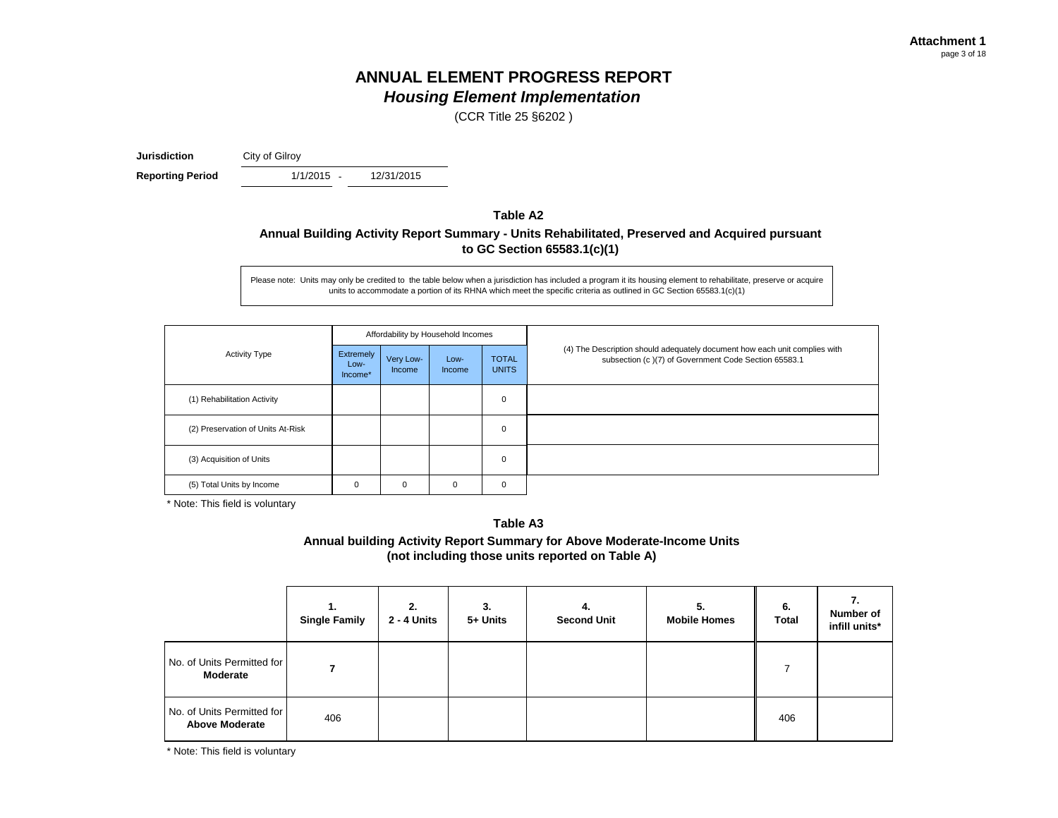**Attachment 1**

# ANNUAL ELEMENT PROGRESS REPORT

## *Housing Element Implementation*

(CCR Title 25 §6202 )

**Jurisdiction** City of Gilroy

**Reporting Period** 1/1/2015 - 12/31/2015

### Table A2

**Annual Building Activity Report Summary - Units Rehabilitated, Preserved and Acquired pursuant to GC Section 65583.1(c)(1)**

Please note: Units may only be credited to the table below when a jurisdiction has included a program it its housing element to rehabilitate, preserve or acquire units to accommodate a portion of its RHNA which meet the specific criteria as outlined in GC Section 65583.1(c)(1)

| Activity Type | Affordability by Household Incomes | | | | (4) The Description should adequately document how each unit complies with subsection (c )(7) of Government Code Section 65583.1 |
|---|---|---|---|---|---|
| | Extremely Low-Income* | Very Low-Income | Low-Income | TOTAL UNITS | |
| (1) Rehabilitation Activity | | | | 0 | |
| (2) Preservation of Units At-Risk | | | | 0 | |
| (3) Acquisition of Units | | | | 0 | |
| (5) Total Units by Income | 0 | 0 | 0 | 0 | |

\* Note: This field is voluntary

### Table A3

**Annual building Activity Report Summary for Above Moderate-Income Units (not including those units reported on Table A)**

| | 1. Single Family | 2. 2 - 4 Units | 3. 5+ Units | 4. Second Unit | 5. Mobile Homes | 6. Total | 7. Number of infill units* |
|---|---|---|---|---|---|---|---|
| No. of Units Permitted for **Moderate** | **7** | | | | | 7 | |
| No. of Units Permitted for **Above Moderate** | 406 | | | | | 406 | |

\* Note: This field is voluntary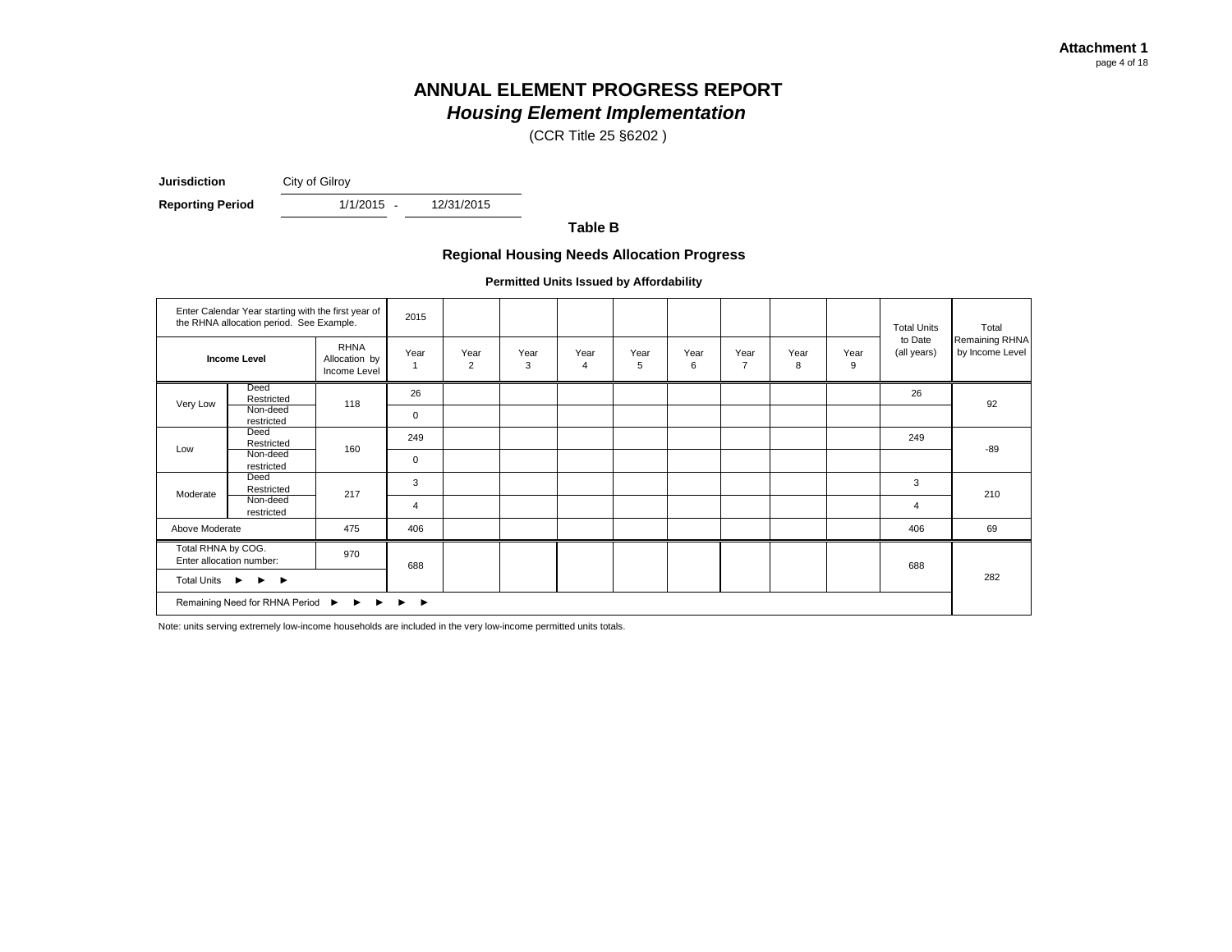**Attachment 1**

# ANNUAL ELEMENT PROGRESS REPORT

## *Housing Element Implementation*

(CCR Title 25 §6202 )

**Jurisdiction** City of Gilroy

**Reporting Period** 1/1/2015 - 12/31/2015

### Table B

### Regional Housing Needs Allocation Progress

**Permitted Units Issued by Affordability**

| Enter Calendar Year starting with the first year of the RHNA allocation period. See Example. | | | 2015 | | | | | | | | | Total Units to Date (all years) | Total Remaining RHNA by Income Level |
|---|---|---|---|---|---|---|---|---|---|---|---|---|---|
| **Income Level** | | RHNA Allocation by Income Level | Year 1 | Year 2 | Year 3 | Year 4 | Year 5 | Year 6 | Year 7 | Year 8 | Year 9 | | |
| Very Low | Deed Restricted | 118 | 26 | | | | | | | | | 26 | 92 |
| | Non-deed restricted | | 0 | | | | | | | | | | |
| Low | Deed Restricted | 160 | 249 | | | | | | | | | 249 | -89 |
| | Non-deed restricted | | 0 | | | | | | | | | | |
| Moderate | Deed Restricted | 217 | 3 | | | | | | | | | 3 | 210 |
| | Non-deed restricted | | 4 | | | | | | | | | 4 | |
| Above Moderate | | 475 | 406 | | | | | | | | | 406 | 69 |
| Total RHNA by COG. Enter allocation number: | | 970 | | | | | | | | | | | |
| Total Units ► ► ► | | | 688 | | | | | | | | | 688 | |
| Remaining Need for RHNA Period ► ► ► ► ► | | | | | | | | | | | | | 282 |

Note: units serving extremely low-income households are included in the very low-income permitted units totals.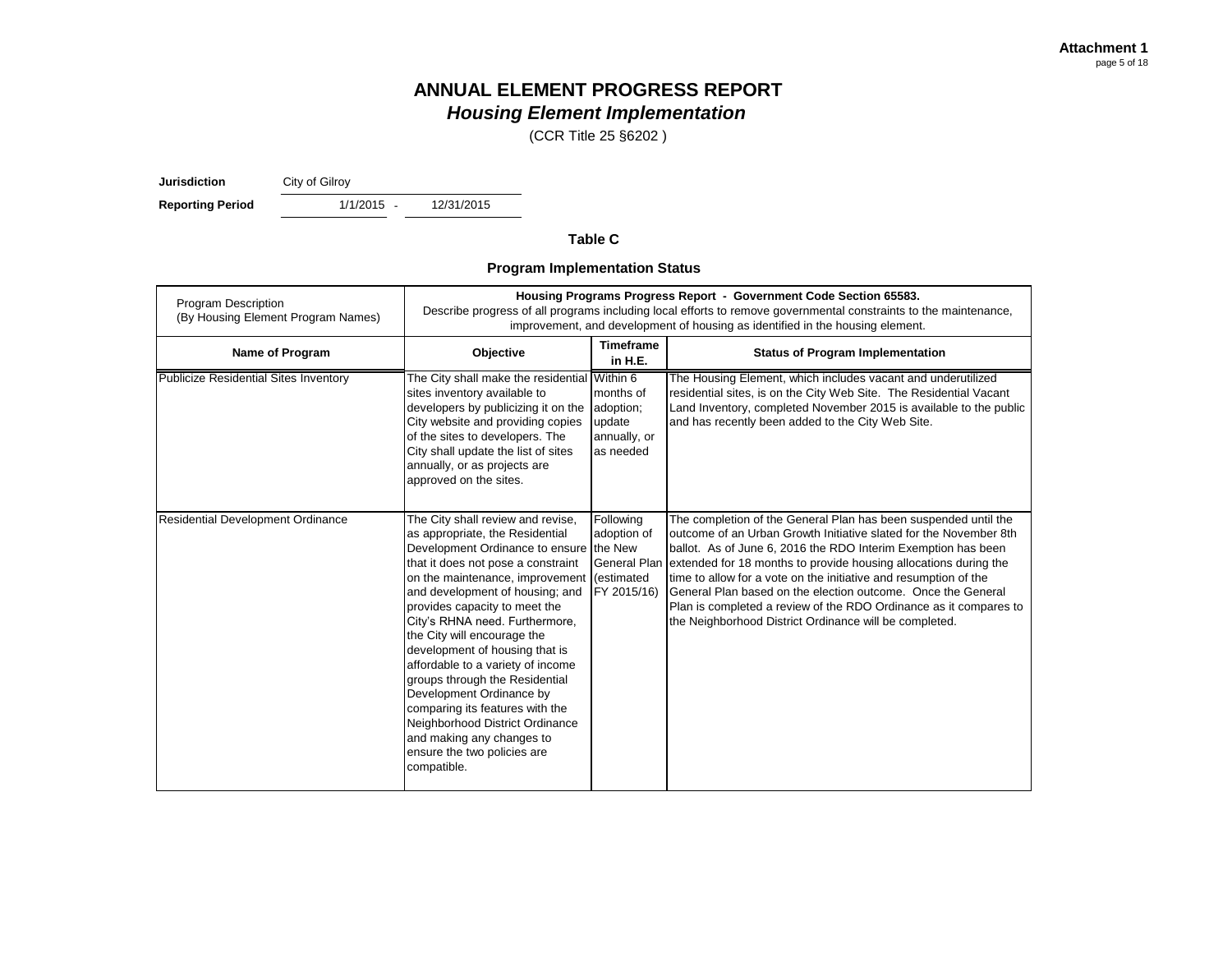**Attachment 1**

# ANNUAL ELEMENT PROGRESS REPORT
## *Housing Element Implementation*

(CCR Title 25 §6202 )

**Jurisdiction** City of Gilroy

**Reporting Period** 1/1/2015 - 12/31/2015

### Table C

### Program Implementation Status

| Program Description (By Housing Element Program Names) | **Housing Programs Progress Report - Government Code Section 65583.** Describe progress of all programs including local efforts to remove governmental constraints to the maintenance, improvement, and development of housing as identified in the housing element. | | |
|---|---|---|---|
| **Name of Program** | **Objective** | **Timeframe in H.E.** | **Status of Program Implementation** |
| Publicize Residential Sites Inventory | The City shall make the residential sites inventory available to developers by publicizing it on the City website and providing copies of the sites to developers. The City shall update the list of sites annually, or as projects are approved on the sites. | Within 6 months of adoption; update annually, or as needed | The Housing Element, which includes vacant and underutilized residential sites, is on the City Web Site. The Residential Vacant Land Inventory, completed November 2015 is available to the public and has recently been added to the City Web Site. |
| Residential Development Ordinance | The City shall review and revise, as appropriate, the Residential Development Ordinance to ensure that it does not pose a constraint on the maintenance, improvement and development of housing; and provides capacity to meet the City's RHNA need. Furthermore, the City will encourage the development of housing that is affordable to a variety of income groups through the Residential Development Ordinance by comparing its features with the Neighborhood District Ordinance and making any changes to ensure the two policies are compatible. | Following adoption of the New General Plan (estimated FY 2015/16) | The completion of the General Plan has been suspended until the outcome of an Urban Growth Initiative slated for the November 8th ballot. As of June 6, 2016 the RDO Interim Exemption has been extended for 18 months to provide housing allocations during the time to allow for a vote on the initiative and resumption of the General Plan based on the election outcome. Once the General Plan is completed a review of the RDO Ordinance as it compares to the Neighborhood District Ordinance will be completed. |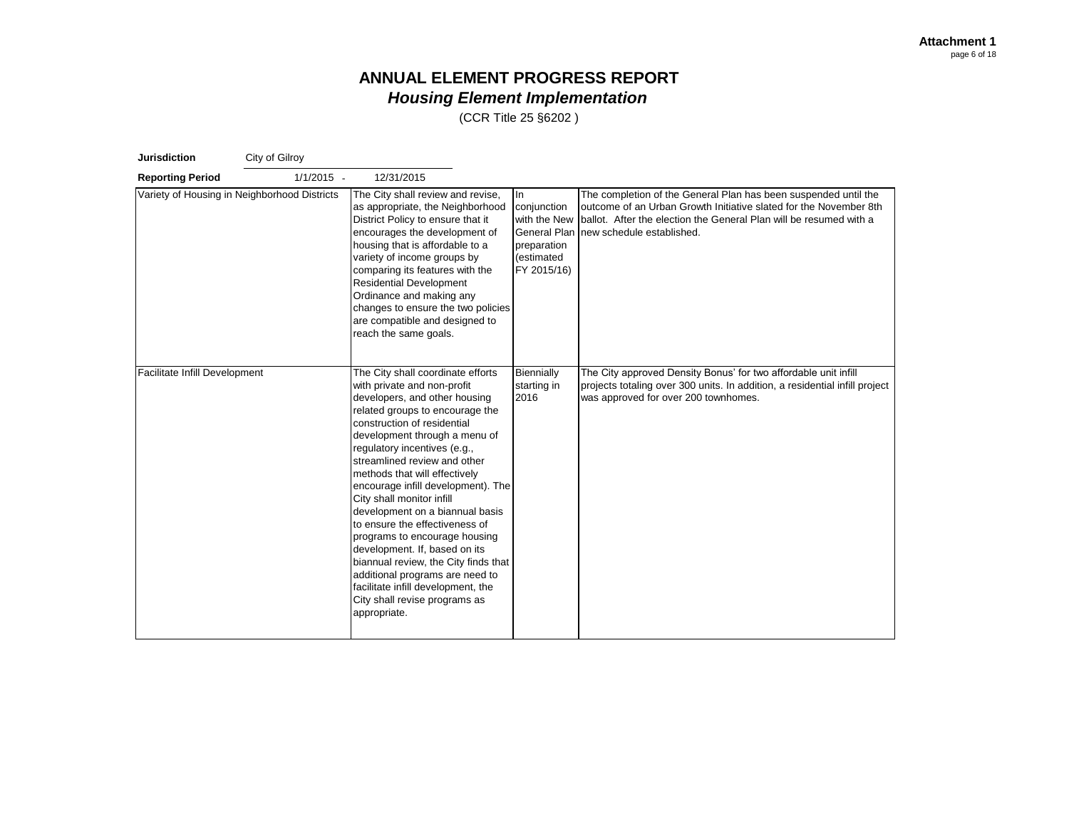**Attachment 1**

# ANNUAL ELEMENT PROGRESS REPORT
## *Housing Element Implementation*
(CCR Title 25 §6202 )

**Jurisdiction** City of Gilroy

**Reporting Period** 1/1/2015 - 12/31/2015

| | | | |
|---|---|---|---|
| Variety of Housing in Neighborhood Districts | The City shall review and revise, as appropriate, the Neighborhood District Policy to ensure that it encourages the development of housing that is affordable to a variety of income groups by comparing its features with the Residential Development Ordinance and making any changes to ensure the two policies are compatible and designed to reach the same goals. | In conjunction with the New General Plan preparation (estimated FY 2015/16) | The completion of the General Plan has been suspended until the outcome of an Urban Growth Initiative slated for the November 8th ballot. After the election the General Plan will be resumed with a new schedule established. |
| Facilitate Infill Development | The City shall coordinate efforts with private and non-profit developers, and other housing related groups to encourage the construction of residential development through a menu of regulatory incentives (e.g., streamlined review and other methods that will effectively encourage infill development). The City shall monitor infill development on a biannual basis to ensure the effectiveness of programs to encourage housing development. If, based on its biannual review, the City finds that additional programs are need to facilitate infill development, the City shall revise programs as appropriate. | Biennially starting in 2016 | The City approved Density Bonus' for two affordable unit infill projects totaling over 300 units. In addition, a residential infill project was approved for over 200 townhomes. |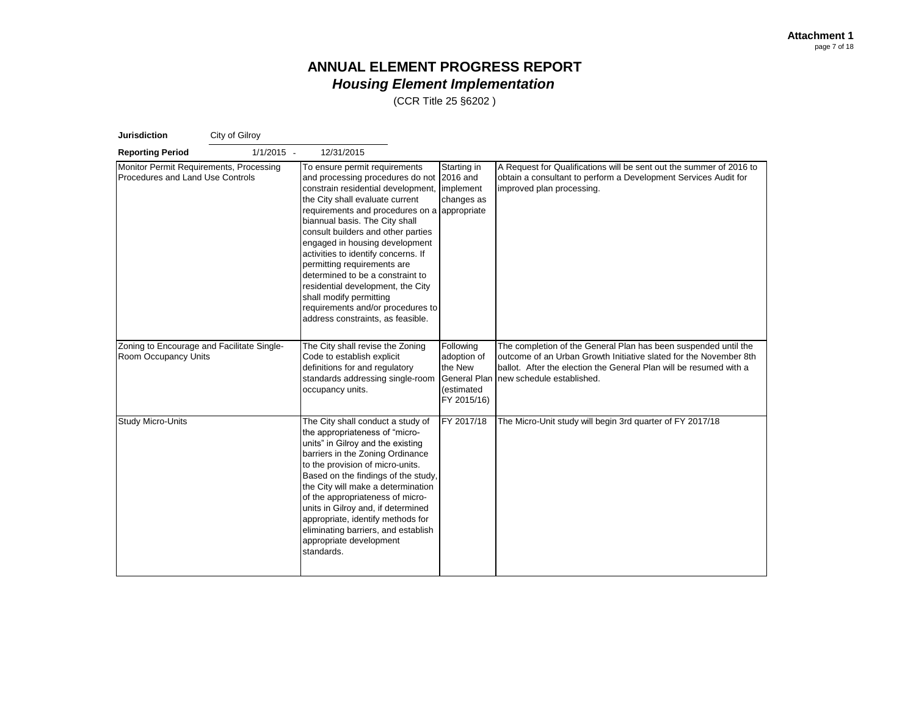**Attachment 1**

# ANNUAL ELEMENT PROGRESS REPORT

## *Housing Element Implementation*

(CCR Title 25 §6202 )

**Jurisdiction** City of Gilroy

**Reporting Period** 1/1/2015 - 12/31/2015

| | | | |
|---|---|---|---|
| Monitor Permit Requirements, Processing Procedures and Land Use Controls | To ensure permit requirements and processing procedures do not constrain residential development, the City shall evaluate current requirements and procedures on a biannual basis. The City shall consult builders and other parties engaged in housing development activities to identify concerns. If permitting requirements are determined to be a constraint to residential development, the City shall modify permitting requirements and/or procedures to address constraints, as feasible. | Starting in 2016 and implement changes as appropriate | A Request for Qualifications will be sent out the summer of 2016 to obtain a consultant to perform a Development Services Audit for improved plan processing. |
| Zoning to Encourage and Facilitate Single-Room Occupancy Units | The City shall revise the Zoning Code to establish explicit definitions for and regulatory standards addressing single-room occupancy units. | Following adoption of the New General Plan (estimated FY 2015/16) | The completion of the General Plan has been suspended until the outcome of an Urban Growth Initiative slated for the November 8th ballot. After the election the General Plan will be resumed with a new schedule established. |
| Study Micro-Units | The City shall conduct a study of the appropriateness of "micro-units" in Gilroy and the existing barriers in the Zoning Ordinance to the provision of micro-units. Based on the findings of the study, the City will make a determination of the appropriateness of micro-units in Gilroy and, if determined appropriate, identify methods for eliminating barriers, and establish appropriate development standards. | FY 2017/18 | The Micro-Unit study will begin 3rd quarter of FY 2017/18 |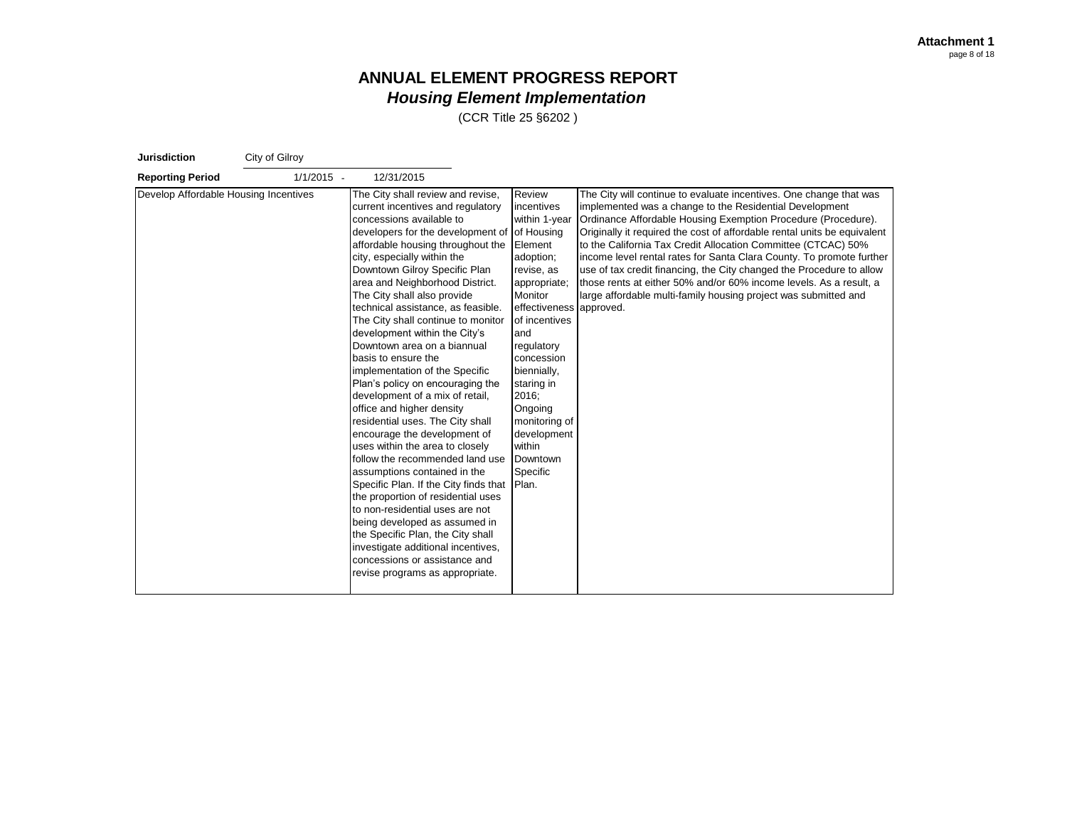# ANNUAL ELEMENT PROGRESS REPORT
## *Housing Element Implementation*

(CCR Title 25 §6202 )

**Jurisdiction** City of Gilroy

**Reporting Period** 1/1/2015 - 12/31/2015

| | | | |
|---|---|---|---|
| Develop Affordable Housing Incentives | The City shall review and revise, current incentives and regulatory concessions available to developers for the development of affordable housing throughout the city, especially within the Downtown Gilroy Specific Plan area and Neighborhood District. The City shall also provide technical assistance, as feasible. The City shall continue to monitor development within the City's Downtown area on a biannual basis to ensure the implementation of the Specific Plan's policy on encouraging the development of a mix of retail, office and higher density residential uses. The City shall encourage the development of uses within the area to closely follow the recommended land use assumptions contained in the Specific Plan. If the City finds that the proportion of residential uses to non-residential uses are not being developed as assumed in the Specific Plan, the City shall investigate additional incentives, concessions or assistance and revise programs as appropriate. | Review incentives within 1-year of Housing Element adoption; revise, as appropriate; Monitor effectiveness of incentives and regulatory concession biennially, staring in 2016; Ongoing monitoring of development within Downtown Specific Plan. | The City will continue to evaluate incentives. One change that was implemented was a change to the Residential Development Ordinance Affordable Housing Exemption Procedure (Procedure). Originally it required the cost of affordable rental units be equivalent to the California Tax Credit Allocation Committee (CTCAC) 50% income level rental rates for Santa Clara County. To promote further use of tax credit financing, the City changed the Procedure to allow those rents at either 50% and/or 60% income levels. As a result, a large affordable multi-family housing project was submitted and approved. |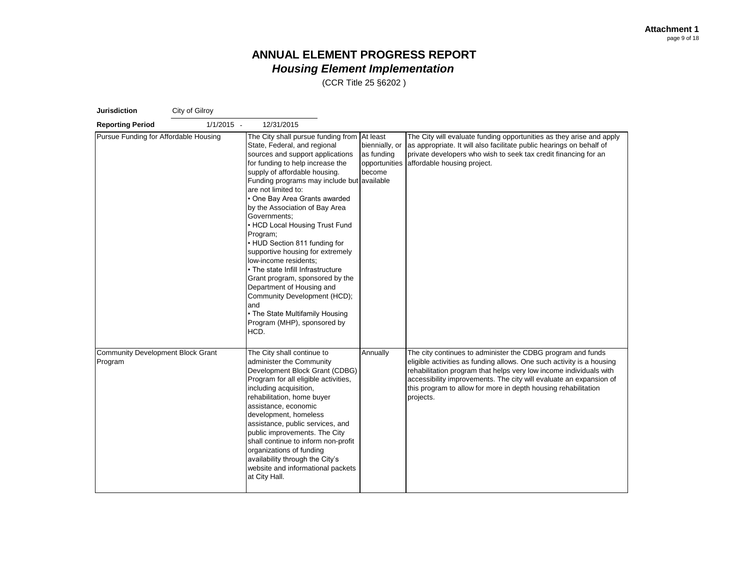# ANNUAL ELEMENT PROGRESS REPORT

## *Housing Element Implementation*

(CCR Title 25 §6202 )

**Jurisdiction** City of Gilroy

**Reporting Period** 1/1/2015 - 12/31/2015

| | | | |
|---|---|---|---|
| Pursue Funding for Affordable Housing | The City shall pursue funding from State, Federal, and regional sources and support applications for funding to help increase the supply of affordable housing. Funding programs may include but are not limited to:<br>• One Bay Area Grants awarded by the Association of Bay Area Governments;<br>• HCD Local Housing Trust Fund Program;<br>• HUD Section 811 funding for supportive housing for extremely low-income residents;<br>• The state Infill Infrastructure Grant program, sponsored by the Department of Housing and Community Development (HCD); and<br>• The State Multifamily Housing Program (MHP), sponsored by HCD. | At least biennially, or as funding opportunities become available | The City will evaluate funding opportunities as they arise and apply as appropriate. It will also facilitate public hearings on behalf of private developers who wish to seek tax credit financing for an affordable housing project. |
| Community Development Block Grant Program | The City shall continue to administer the Community Development Block Grant (CDBG) Program for all eligible activities, including acquisition, rehabilitation, home buyer assistance, economic development, homeless assistance, public services, and public improvements. The City shall continue to inform non-profit organizations of funding availability through the City's website and informational packets at City Hall. | Annually | The city continues to administer the CDBG program and funds eligible activities as funding allows. One such activity is a housing rehabilitation program that helps very low income individuals with accessibility improvements. The city will evaluate an expansion of this program to allow for more in depth housing rehabilitation projects. |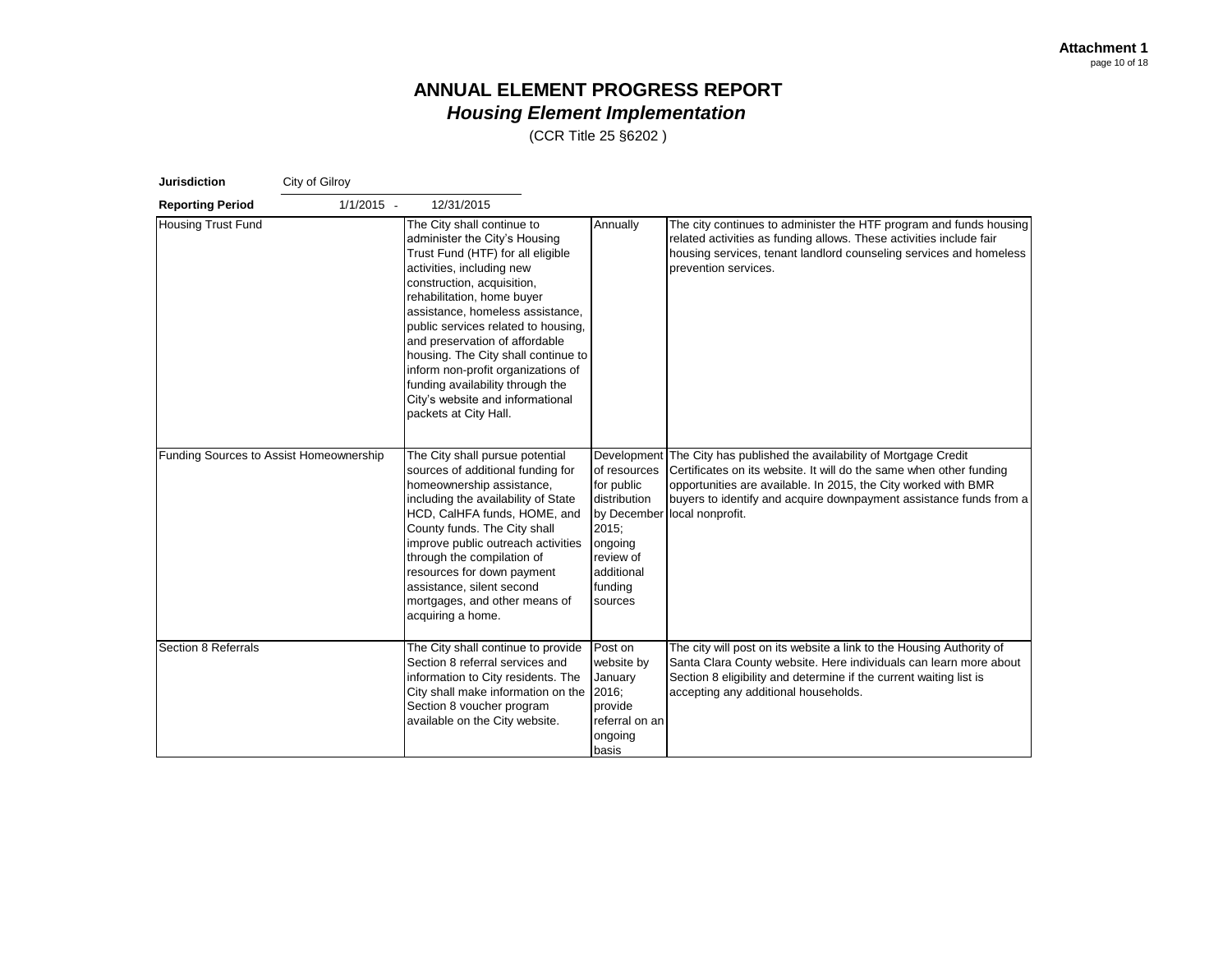**Attachment 1**

# ANNUAL ELEMENT PROGRESS REPORT
## *Housing Element Implementation*

(CCR Title 25 §6202 )

**Jurisdiction** City of Gilroy

**Reporting Period** 1/1/2015 - 12/31/2015

| | | | |
|---|---|---|---|
| Housing Trust Fund | The City shall continue to administer the City's Housing Trust Fund (HTF) for all eligible activities, including new construction, acquisition, rehabilitation, home buyer assistance, homeless assistance, public services related to housing, and preservation of affordable housing. The City shall continue to inform non-profit organizations of funding availability through the City's website and informational packets at City Hall. | Annually | The city continues to administer the HTF program and funds housing related activities as funding allows. These activities include fair housing services, tenant landlord counseling services and homeless prevention services. |
| Funding Sources to Assist Homeownership | The City shall pursue potential sources of additional funding for homeownership assistance, including the availability of State HCD, CalHFA funds, HOME, and County funds. The City shall improve public outreach activities through the compilation of resources for down payment assistance, silent second mortgages, and other means of acquiring a home. | Development of resources for public distribution by December 2015; ongoing review of additional funding sources | The City has published the availability of Mortgage Credit Certificates on its website. It will do the same when other funding opportunities are available. In 2015, the City worked with BMR buyers to identify and acquire downpayment assistance funds from a local nonprofit. |
| Section 8 Referrals | The City shall continue to provide Section 8 referral services and information to City residents. The City shall make information on the Section 8 voucher program available on the City website. | Post on website by January 2016; provide referral on an ongoing basis | The city will post on its website a link to the Housing Authority of Santa Clara County website. Here individuals can learn more about Section 8 eligibility and determine if the current waiting list is accepting any additional households. |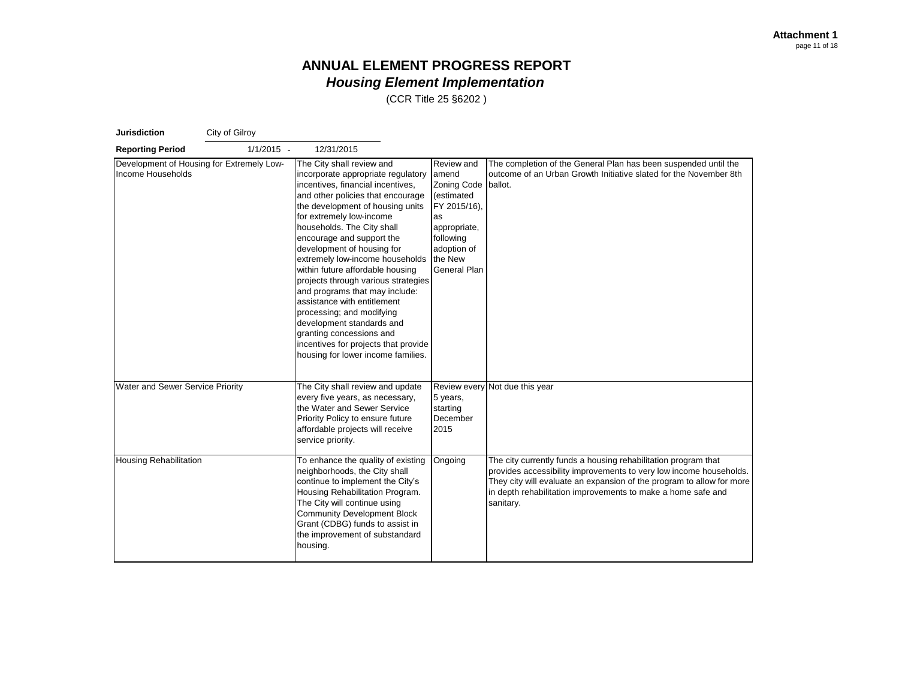**Attachment 1**

# ANNUAL ELEMENT PROGRESS REPORT
## *Housing Element Implementation*

(CCR Title 25 §6202 )

**Jurisdiction** City of Gilroy

**Reporting Period** 1/1/2015 - 12/31/2015

| | | | |
|---|---|---|---|
| Development of Housing for Extremely Low-Income Households | The City shall review and incorporate appropriate regulatory incentives, financial incentives, and other policies that encourage the development of housing units for extremely low-income households. The City shall encourage and support the development of housing for extremely low-income households within future affordable housing projects through various strategies and programs that may include: assistance with entitlement processing; and modifying development standards and granting concessions and incentives for projects that provide housing for lower income families. | Review and amend Zoning Code (estimated FY 2015/16), as appropriate, following adoption of the New General Plan | The completion of the General Plan has been suspended until the outcome of an Urban Growth Initiative slated for the November 8th ballot. |
| Water and Sewer Service Priority | The City shall review and update every five years, as necessary, the Water and Sewer Service Priority Policy to ensure future affordable projects will receive service priority. | Review every 5 years, starting December 2015 | Not due this year |
| Housing Rehabilitation | To enhance the quality of existing neighborhoods, the City shall continue to implement the City's Housing Rehabilitation Program. The City will continue using Community Development Block Grant (CDBG) funds to assist in the improvement of substandard housing. | Ongoing | The city currently funds a housing rehabilitation program that provides accessibility improvements to very low income households. They city will evaluate an expansion of the program to allow for more in depth rehabilitation improvements to make a home safe and sanitary. |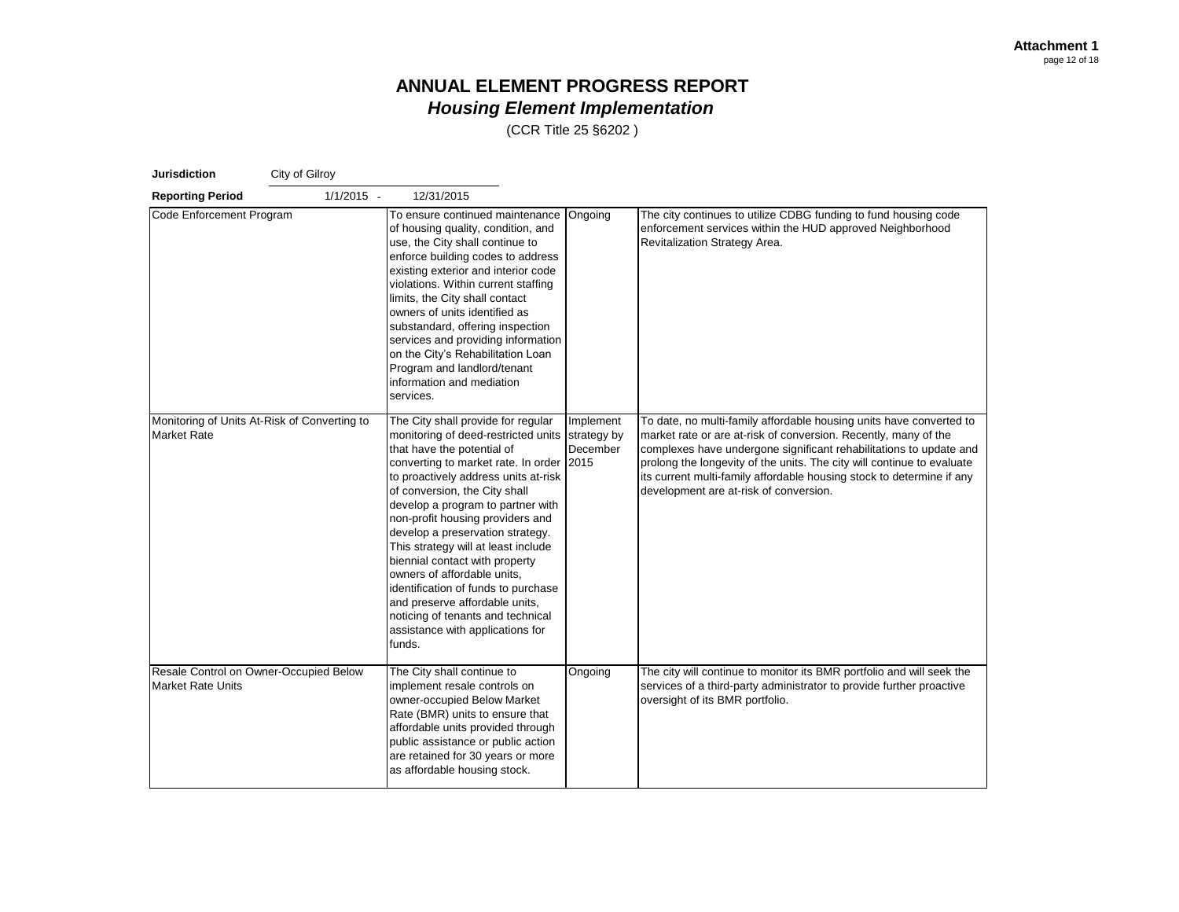**Attachment 1**

# ANNUAL ELEMENT PROGRESS REPORT
## *Housing Element Implementation*

(CCR Title 25 §6202 )

**Jurisdiction** City of Gilroy

**Reporting Period** 1/1/2015 - 12/31/2015

| | | | |
|---|---|---|---|
| Code Enforcement Program | To ensure continued maintenance of housing quality, condition, and use, the City shall continue to enforce building codes to address existing exterior and interior code violations. Within current staffing limits, the City shall contact owners of units identified as substandard, offering inspection services and providing information on the City's Rehabilitation Loan Program and landlord/tenant information and mediation services. | Ongoing | The city continues to utilize CDBG funding to fund housing code enforcement services within the HUD approved Neighborhood Revitalization Strategy Area. |
| Monitoring of Units At-Risk of Converting to Market Rate | The City shall provide for regular monitoring of deed-restricted units that have the potential of converting to market rate. In order to proactively address units at-risk of conversion, the City shall develop a program to partner with non-profit housing providers and develop a preservation strategy. This strategy will at least include biennial contact with property owners of affordable units, identification of funds to purchase and preserve affordable units, noticing of tenants and technical assistance with applications for funds. | Implement strategy by December 2015 | To date, no multi-family affordable housing units have converted to market rate or are at-risk of conversion. Recently, many of the complexes have undergone significant rehabilitations to update and prolong the longevity of the units. The city will continue to evaluate its current multi-family affordable housing stock to determine if any development are at-risk of conversion. |
| Resale Control on Owner-Occupied Below Market Rate Units | The City shall continue to implement resale controls on owner-occupied Below Market Rate (BMR) units to ensure that affordable units provided through public assistance or public action are retained for 30 years or more as affordable housing stock. | Ongoing | The city will continue to monitor its BMR portfolio and will seek the services of a third-party administrator to provide further proactive oversight of its BMR portfolio. |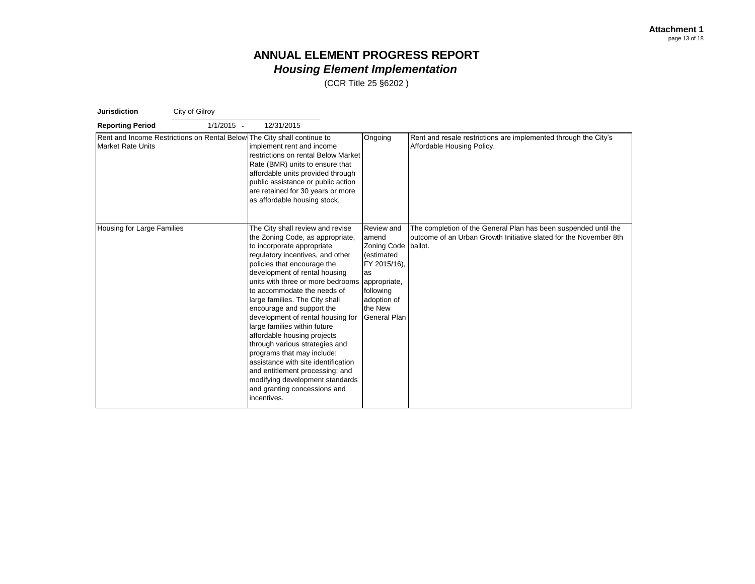**Attachment 1**

# ANNUAL ELEMENT PROGRESS REPORT
## *Housing Element Implementation*
(CCR Title 25 §6202 )

**Jurisdiction** City of Gilroy

**Reporting Period** 1/1/2015 - 12/31/2015

| | | | |
|---|---|---|---|
| Rent and Income Restrictions on Rental Below Market Rate Units | The City shall continue to implement rent and income restrictions on rental Below Market Rate (BMR) units to ensure that affordable units provided through public assistance or public action are retained for 30 years or more as affordable housing stock. | Ongoing | Rent and resale restrictions are implemented through the City's Affordable Housing Policy. |
| Housing for Large Families | The City shall review and revise the Zoning Code, as appropriate, to incorporate appropriate regulatory incentives, and other policies that encourage the development of rental housing units with three or more bedrooms to accommodate the needs of large families. The City shall encourage and support the development of rental housing for large families within future affordable housing projects through various strategies and programs that may include: assistance with site identification and entitlement processing; and modifying development standards and granting concessions and incentives. | Review and amend Zoning Code (estimated FY 2015/16), as appropriate, following adoption of the New General Plan | The completion of the General Plan has been suspended until the outcome of an Urban Growth Initiative slated for the November 8th ballot. |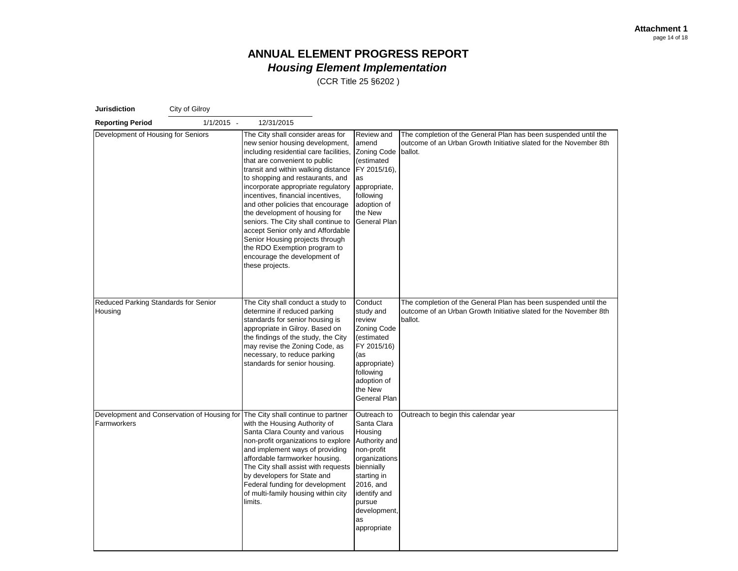**Attachment 1**

# ANNUAL ELEMENT PROGRESS REPORT
## *Housing Element Implementation*
(CCR Title 25 §6202 )

**Jurisdiction** City of Gilroy

**Reporting Period** 1/1/2015 - 12/31/2015

| | | | |
|---|---|---|---|
| Development of Housing for Seniors | The City shall consider areas for new senior housing development, including residential care facilities, that are convenient to public transit and within walking distance to shopping and restaurants, and incorporate appropriate regulatory incentives, financial incentives, and other policies that encourage the development of housing for seniors. The City shall continue to accept Senior only and Affordable Senior Housing projects through the RDO Exemption program to encourage the development of these projects. | Review and amend Zoning Code (estimated FY 2015/16), as appropriate, following adoption of the New General Plan | The completion of the General Plan has been suspended until the outcome of an Urban Growth Initiative slated for the November 8th ballot. |
| Reduced Parking Standards for Senior Housing | The City shall conduct a study to determine if reduced parking standards for senior housing is appropriate in Gilroy. Based on the findings of the study, the City may revise the Zoning Code, as necessary, to reduce parking standards for senior housing. | Conduct study and review Zoning Code (estimated FY 2015/16) (as appropriate) following adoption of the New General Plan | The completion of the General Plan has been suspended until the outcome of an Urban Growth Initiative slated for the November 8th ballot. |
| Development and Conservation of Housing for Farmworkers | The City shall continue to partner with the Housing Authority of Santa Clara County and various non-profit organizations to explore and implement ways of providing affordable farmworker housing. The City shall assist with requests by developers for State and Federal funding for development of multi-family housing within city limits. | Outreach to Santa Clara Housing Authority and non-profit organizations biennially starting in 2016, and identify and pursue development, as appropriate | Outreach to begin this calendar year |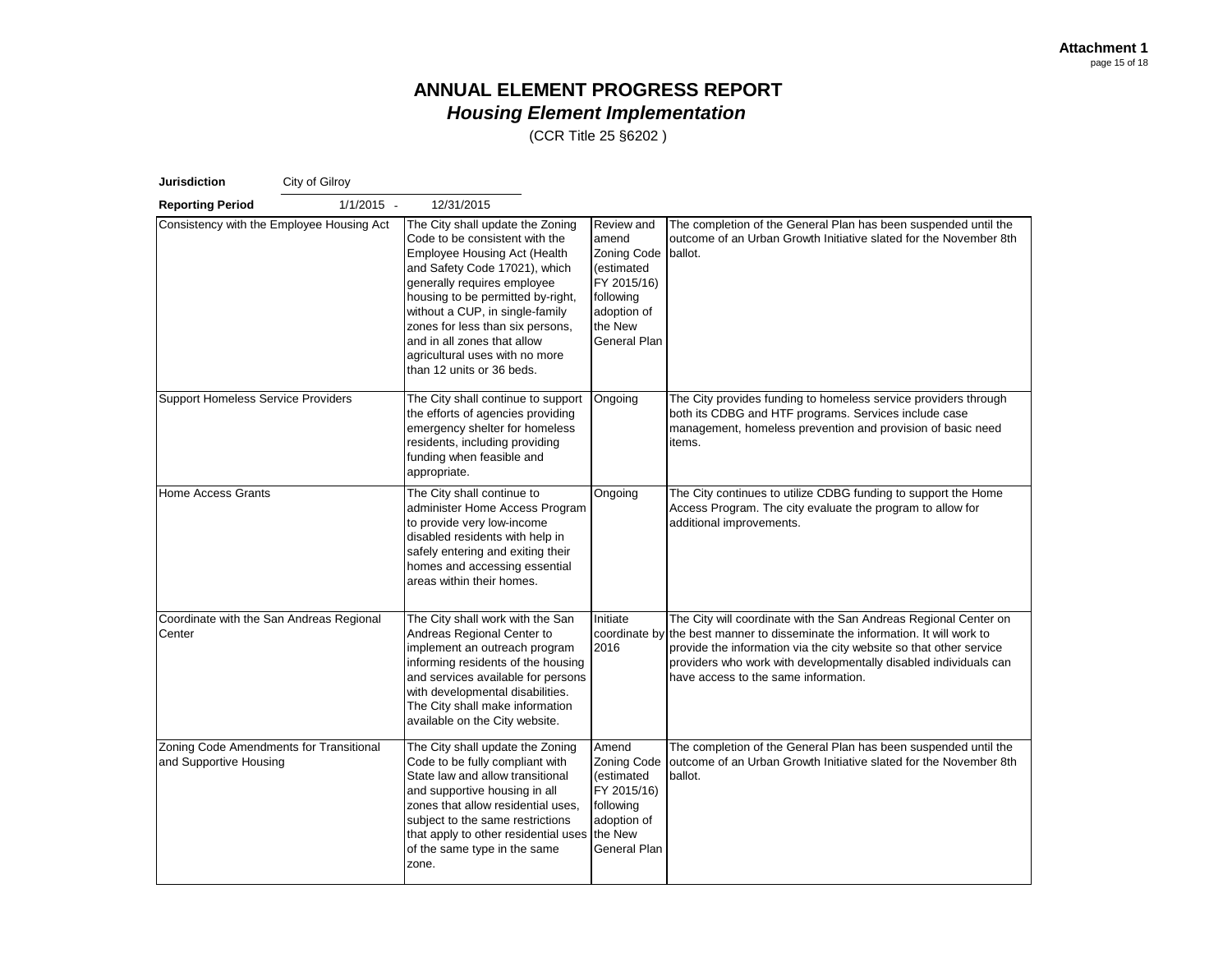**Attachment 1**

# ANNUAL ELEMENT PROGRESS REPORT
## *Housing Element Implementation*

(CCR Title 25 §6202 )

**Jurisdiction** City of Gilroy

**Reporting Period** 1/1/2015 - 12/31/2015

| | | | |
|---|---|---|---|
| Consistency with the Employee Housing Act | The City shall update the Zoning Code to be consistent with the Employee Housing Act (Health and Safety Code 17021), which generally requires employee housing to be permitted by-right, without a CUP, in single-family zones for less than six persons, and in all zones that allow agricultural uses with no more than 12 units or 36 beds. | Review and amend Zoning Code (estimated FY 2015/16) following adoption of the New General Plan | The completion of the General Plan has been suspended until the outcome of an Urban Growth Initiative slated for the November 8th ballot. |
| Support Homeless Service Providers | The City shall continue to support the efforts of agencies providing emergency shelter for homeless residents, including providing funding when feasible and appropriate. | Ongoing | The City provides funding to homeless service providers through both its CDBG and HTF programs. Services include case management, homeless prevention and provision of basic need items. |
| Home Access Grants | The City shall continue to administer Home Access Program to provide very low-income disabled residents with help in safely entering and exiting their homes and accessing essential areas within their homes. | Ongoing | The City continues to utilize CDBG funding to support the Home Access Program. The city evaluate the program to allow for additional improvements. |
| Coordinate with the San Andreas Regional Center | The City shall work with the San Andreas Regional Center to implement an outreach program informing residents of the housing and services available for persons with developmental disabilities. The City shall make information available on the City website. | Initiate coordinate by 2016 | The City will coordinate with the San Andreas Regional Center on the best manner to disseminate the information. It will work to provide the information via the city website so that other service providers who work with developmentally disabled individuals can have access to the same information. |
| Zoning Code Amendments for Transitional and Supportive Housing | The City shall update the Zoning Code to be fully compliant with State law and allow transitional and supportive housing in all zones that allow residential uses, subject to the same restrictions that apply to other residential uses of the same type in the same zone. | Amend Zoning Code (estimated FY 2015/16) following adoption of the New General Plan | The completion of the General Plan has been suspended until the outcome of an Urban Growth Initiative slated for the November 8th ballot. |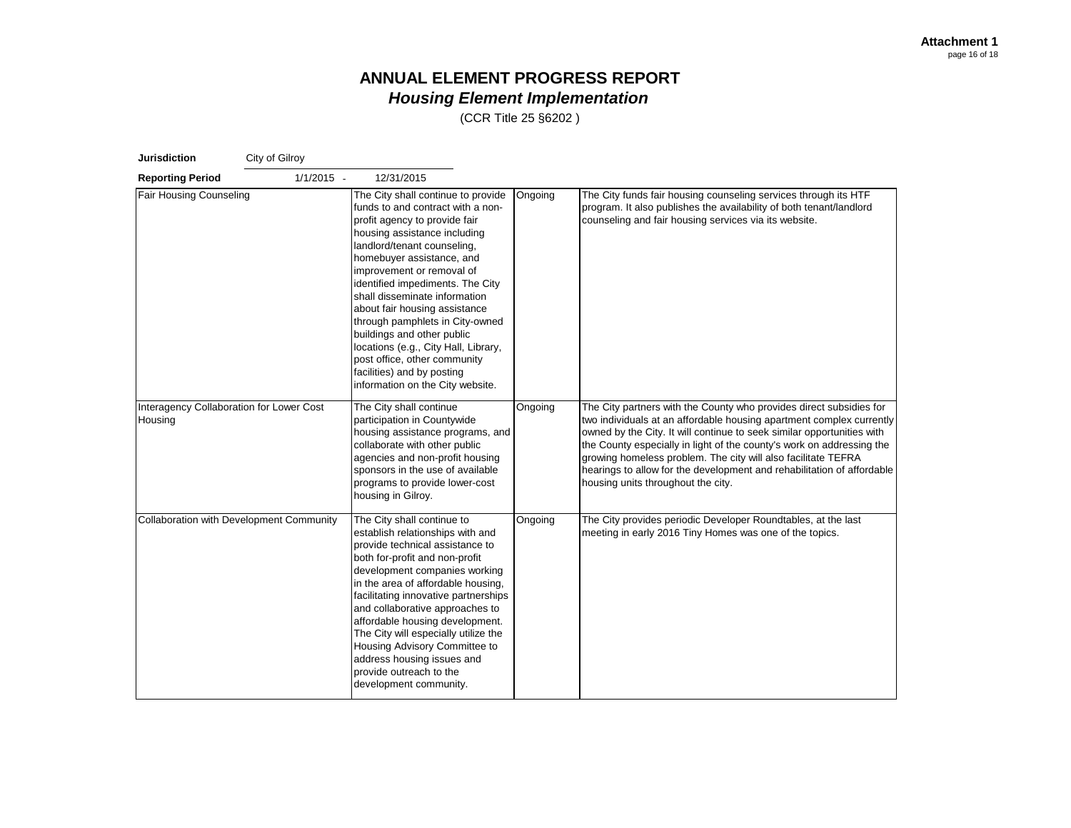**Attachment 1**

# ANNUAL ELEMENT PROGRESS REPORT
## *Housing Element Implementation*
(CCR Title 25 §6202 )

**Jurisdiction** City of Gilroy

**Reporting Period** 1/1/2015 - 12/31/2015

| | | | |
|---|---|---|---|
| Fair Housing Counseling | The City shall continue to provide funds to and contract with a non-profit agency to provide fair housing assistance including landlord/tenant counseling, homebuyer assistance, and improvement or removal of identified impediments. The City shall disseminate information about fair housing assistance through pamphlets in City-owned buildings and other public locations (e.g., City Hall, Library, post office, other community facilities) and by posting information on the City website. | Ongoing | The City funds fair housing counseling services through its HTF program. It also publishes the availability of both tenant/landlord counseling and fair housing services via its website. |
| Interagency Collaboration for Lower Cost Housing | The City shall continue participation in Countywide housing assistance programs, and collaborate with other public agencies and non-profit housing sponsors in the use of available programs to provide lower-cost housing in Gilroy. | Ongoing | The City partners with the County who provides direct subsidies for two individuals at an affordable housing apartment complex currently owned by the City. It will continue to seek similar opportunities with the County especially in light of the county's work on addressing the growing homeless problem. The city will also facilitate TEFRA hearings to allow for the development and rehabilitation of affordable housing units throughout the city. |
| Collaboration with Development Community | The City shall continue to establish relationships with and provide technical assistance to both for-profit and non-profit development companies working in the area of affordable housing, facilitating innovative partnerships and collaborative approaches to affordable housing development. The City will especially utilize the Housing Advisory Committee to address housing issues and provide outreach to the development community. | Ongoing | The City provides periodic Developer Roundtables, at the last meeting in early 2016 Tiny Homes was one of the topics. |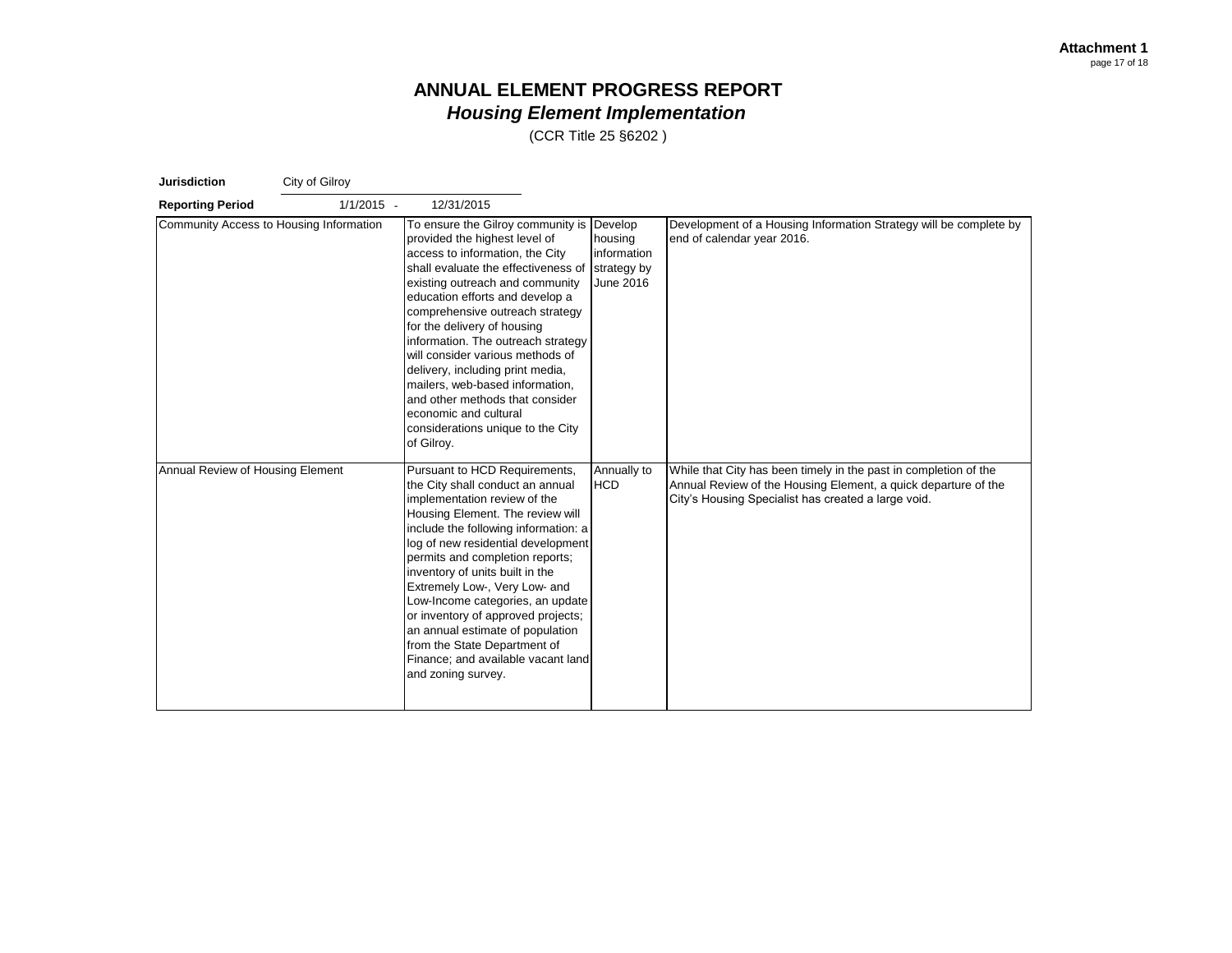**Attachment 1**

# ANNUAL ELEMENT PROGRESS REPORT
## *Housing Element Implementation*

(CCR Title 25 §6202 )

**Jurisdiction** City of Gilroy

**Reporting Period** 1/1/2015 - 12/31/2015

| | | | |
|---|---|---|---|
| Community Access to Housing Information | To ensure the Gilroy community is provided the highest level of access to information, the City shall evaluate the effectiveness of existing outreach and community education efforts and develop a comprehensive outreach strategy for the delivery of housing information. The outreach strategy will consider various methods of delivery, including print media, mailers, web-based information, and other methods that consider economic and cultural considerations unique to the City of Gilroy. | Develop housing information strategy by June 2016 | Development of a Housing Information Strategy will be complete by end of calendar year 2016. |
| Annual Review of Housing Element | Pursuant to HCD Requirements, the City shall conduct an annual implementation review of the Housing Element. The review will include the following information: a log of new residential development permits and completion reports; inventory of units built in the Extremely Low-, Very Low- and Low-Income categories, an update or inventory of approved projects; an annual estimate of population from the State Department of Finance; and available vacant land and zoning survey. | Annually to HCD | While that City has been timely in the past in completion of the Annual Review of the Housing Element, a quick departure of the City's Housing Specialist has created a large void. |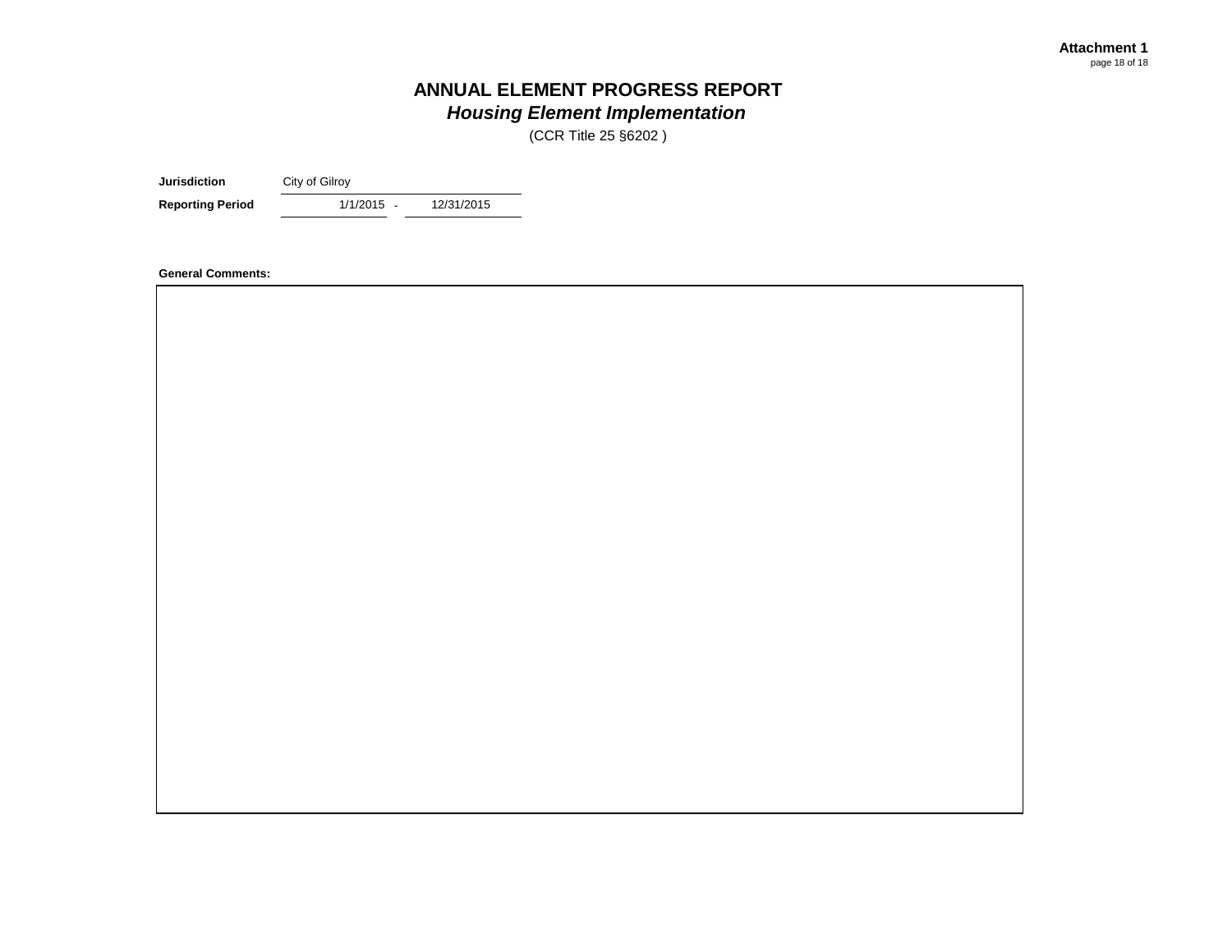**Attachment 1**

# ANNUAL ELEMENT PROGRESS REPORT
## *Housing Element Implementation*
(CCR Title 25 §6202 )

| | | | |
|---|---|---|---|
| **Jurisdiction** | City of Gilroy | | |
| **Reporting Period** | 1/1/2015 | - | 12/31/2015 |

**General Comments:**